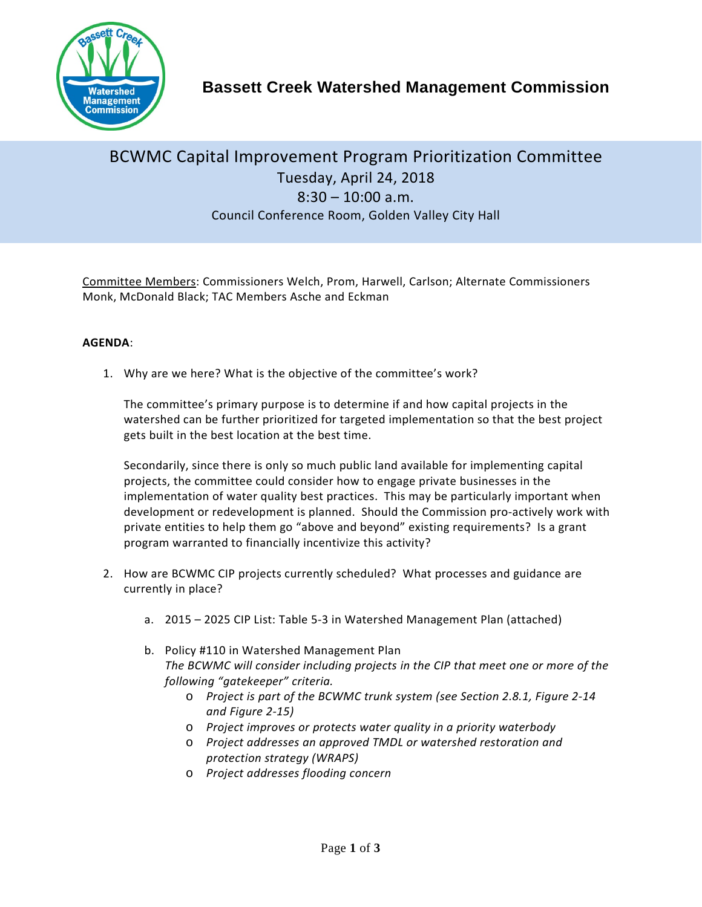# Bassett Creek Watershed Management Commission

## BCWMC Capital Improvement Program Prioritization Committee

Tuesday, April 24, 2018

8:30 – 10:00 a.m.

Council Conference Room, Golden Valley City Hall

Committee Members: Commissioners Welch, Prom, Harwell, Carlson; Alternate Commissioners Monk, McDonald Black; TAC Members Asche and Eckman

**AGENDA**:

1. Why are we here? What is the objective of the committee's work?

   The committee's primary purpose is to determine if and how capital projects in the watershed can be further prioritized for targeted implementation so that the best project gets built in the best location at the best time.

   Secondarily, since there is only so much public land available for implementing capital projects, the committee could consider how to engage private businesses in the implementation of water quality best practices. This may be particularly important when development or redevelopment is planned. Should the Commission pro-actively work with private entities to help them go "above and beyond" existing requirements? Is a grant program warranted to financially incentivize this activity?

2. How are BCWMC CIP projects currently scheduled? What processes and guidance are currently in place?

   a. 2015 – 2025 CIP List: Table 5-3 in Watershed Management Plan (attached)

   b. Policy #110 in Watershed Management Plan
      *The BCWMC will consider including projects in the CIP that meet one or more of the following "gatekeeper" criteria.*
      - *Project is part of the BCWMC trunk system (see Section 2.8.1, Figure 2-14 and Figure 2-15)*
      - *Project improves or protects water quality in a priority waterbody*
      - *Project addresses an approved TMDL or watershed restoration and protection strategy (WRAPS)*
      - *Project addresses flooding concern*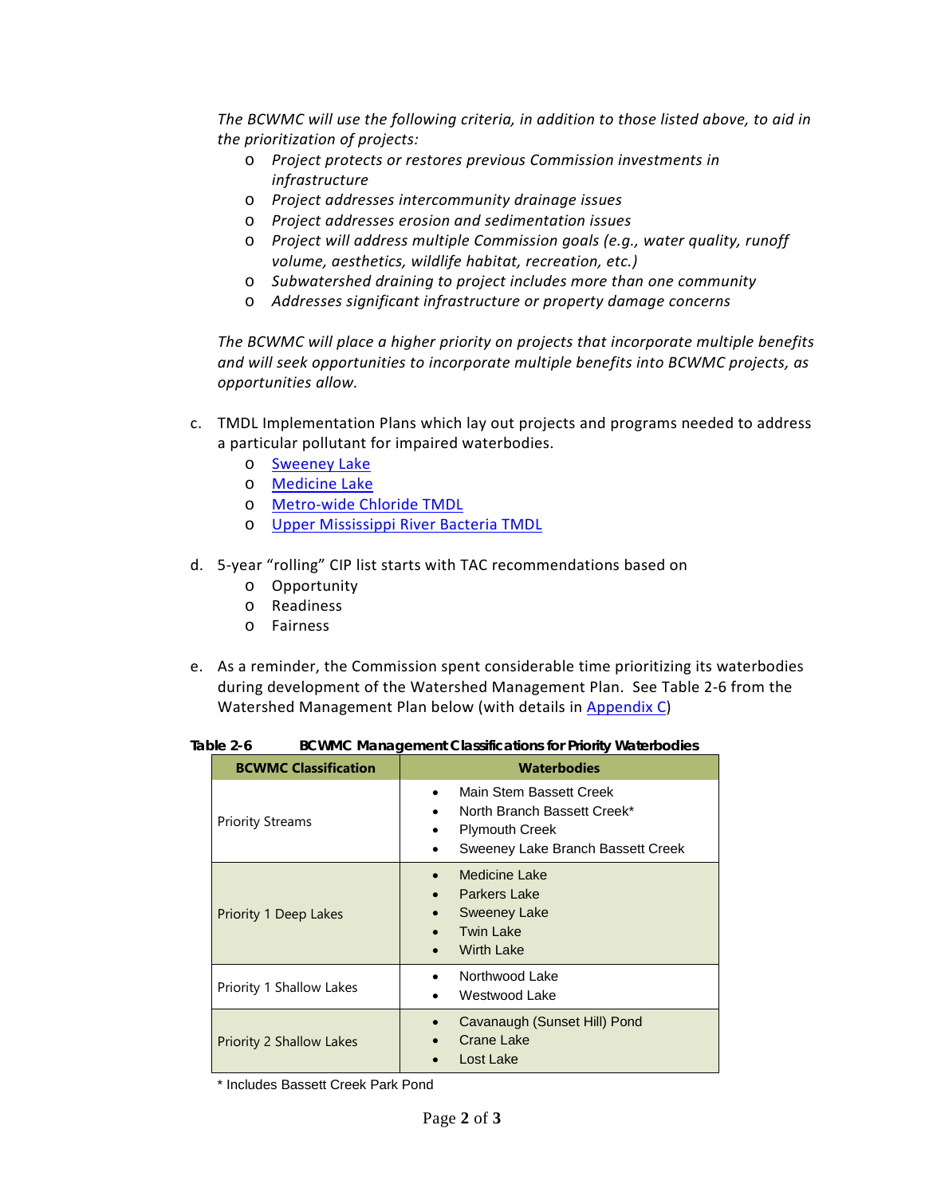*The BCWMC will use the following criteria, in addition to those listed above, to aid in the prioritization of projects:*

- *Project protects or restores previous Commission investments in infrastructure*
- *Project addresses intercommunity drainage issues*
- *Project addresses erosion and sedimentation issues*
- *Project will address multiple Commission goals (e.g., water quality, runoff volume, aesthetics, wildlife habitat, recreation, etc.)*
- *Subwatershed draining to project includes more than one community*
- *Addresses significant infrastructure or property damage concerns*

*The BCWMC will place a higher priority on projects that incorporate multiple benefits and will seek opportunities to incorporate multiple benefits into BCWMC projects, as opportunities allow.*

c. TMDL Implementation Plans which lay out projects and programs needed to address a particular pollutant for impaired waterbodies.
   - Sweeney Lake
   - Medicine Lake
   - Metro-wide Chloride TMDL
   - Upper Mississippi River Bacteria TMDL

d. 5-year "rolling" CIP list starts with TAC recommendations based on
   - Opportunity
   - Readiness
   - Fairness

e. As a reminder, the Commission spent considerable time prioritizing its waterbodies during development of the Watershed Management Plan. See Table 2-6 from the Watershed Management Plan below (with details in Appendix C)

**Table 2-6 BCWMC Management Classifications for Priority Waterbodies**

| BCWMC Classification | Waterbodies |
|---|---|
| Priority Streams | • Main Stem Bassett Creek<br>• North Branch Bassett Creek*<br>• Plymouth Creek<br>• Sweeney Lake Branch Bassett Creek |
| Priority 1 Deep Lakes | • Medicine Lake<br>• Parkers Lake<br>• Sweeney Lake<br>• Twin Lake<br>• Wirth Lake |
| Priority 1 Shallow Lakes | • Northwood Lake<br>• Westwood Lake |
| Priority 2 Shallow Lakes | • Cavanaugh (Sunset Hill) Pond<br>• Crane Lake<br>• Lost Lake |

\* Includes Bassett Creek Park Pond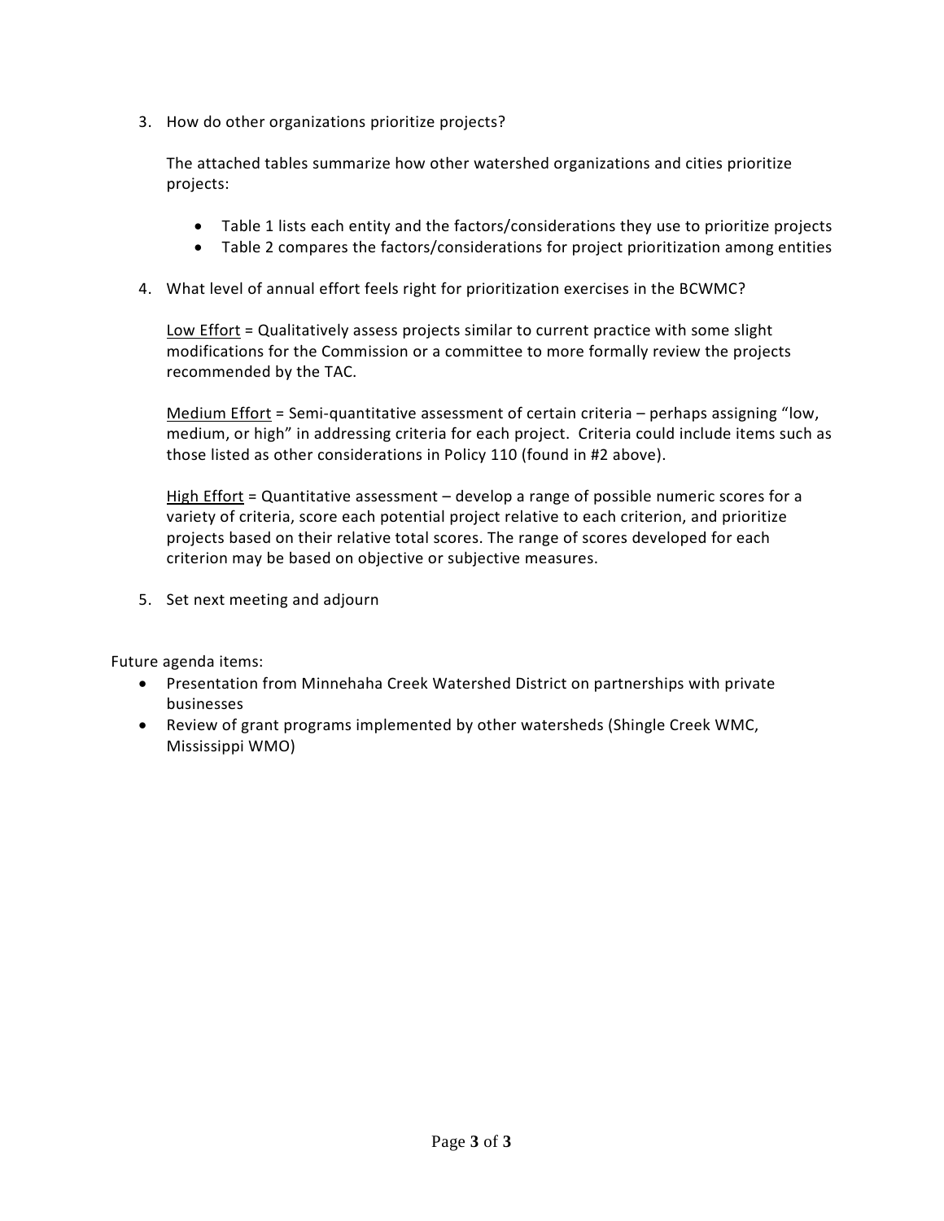3. How do other organizations prioritize projects?

   The attached tables summarize how other watershed organizations and cities prioritize projects:

   - Table 1 lists each entity and the factors/considerations they use to prioritize projects
   - Table 2 compares the factors/considerations for project prioritization among entities

4. What level of annual effort feels right for prioritization exercises in the BCWMC?

   <u>Low Effort</u> = Qualitatively assess projects similar to current practice with some slight modifications for the Commission or a committee to more formally review the projects recommended by the TAC.

   <u>Medium Effort</u> = Semi-quantitative assessment of certain criteria – perhaps assigning "low, medium, or high" in addressing criteria for each project. Criteria could include items such as those listed as other considerations in Policy 110 (found in #2 above).

   <u>High Effort</u> = Quantitative assessment – develop a range of possible numeric scores for a variety of criteria, score each potential project relative to each criterion, and prioritize projects based on their relative total scores. The range of scores developed for each criterion may be based on objective or subjective measures.

5. Set next meeting and adjourn

Future agenda items:

- Presentation from Minnehaha Creek Watershed District on partnerships with private businesses
- Review of grant programs implemented by other watersheds (Shingle Creek WMC, Mississippi WMO)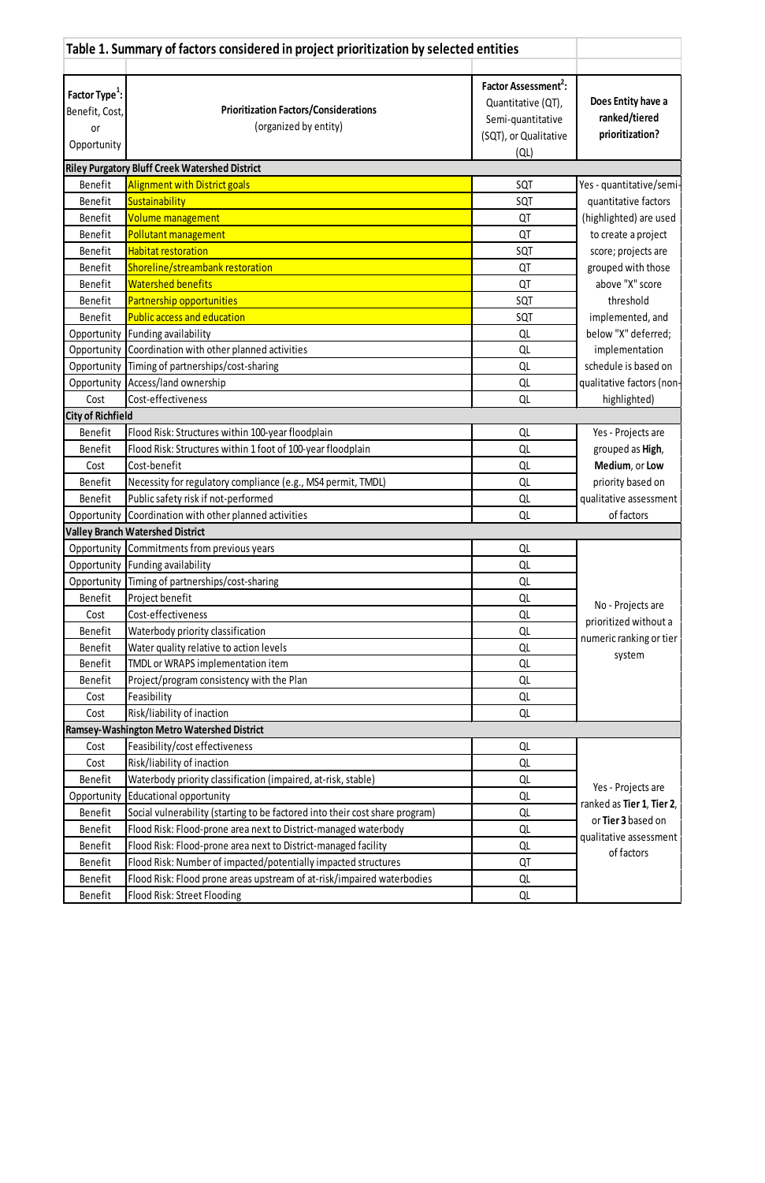**Table 1. Summary of factors considered in project prioritization by selected entities**

| Factor Type[1]: Benefit, Cost, or Opportunity | Prioritization Factors/Considerations (organized by entity) | Factor Assessment[2]: Quantitative (QT), Semi-quantitative (SQT), or Qualitative (QL) | Does Entity have a ranked/tiered prioritization? |
|---|---|---|---|
| **Riley Purgatory Bluff Creek Watershed District** | | | |
| Benefit | Alignment with District goals | SQT | Yes - quantitative/semi-quantitative factors (highlighted) are used to create a project score; projects are grouped with those above "X" score threshold implemented, and below "X" deferred; implementation schedule is based on qualitative factors (non-highlighted) |
| Benefit | Sustainability | SQT | |
| Benefit | Volume management | QT | |
| Benefit | Pollutant management | QT | |
| Benefit | Habitat restoration | SQT | |
| Benefit | Shoreline/streambank restoration | QT | |
| Benefit | Watershed benefits | QT | |
| Benefit | Partnership opportunities | SQT | |
| Benefit | Public access and education | SQT | |
| Opportunity | Funding availability | QL | |
| Opportunity | Coordination with other planned activities | QL | |
| Opportunity | Timing of partnerships/cost-sharing | QL | |
| Opportunity | Access/land ownership | QL | |
| Cost | Cost-effectiveness | QL | |
| **City of Richfield** | | | |
| Benefit | Flood Risk: Structures within 100-year floodplain | QL | Yes - Projects are grouped as **High**, **Medium**, or **Low** priority based on qualitative assessment of factors |
| Benefit | Flood Risk: Structures within 1 foot of 100-year floodplain | QL | |
| Cost | Cost-benefit | QL | |
| Benefit | Necessity for regulatory compliance (e.g., MS4 permit, TMDL) | QL | |
| Benefit | Public safety risk if not-performed | QL | |
| Opportunity | Coordination with other planned activities | QL | |
| **Valley Branch Watershed District** | | | |
| Opportunity | Commitments from previous years | QL | No - Projects are prioritized without a numeric ranking or tier system |
| Opportunity | Funding availability | QL | |
| Opportunity | Timing of partnerships/cost-sharing | QL | |
| Benefit | Project benefit | QL | |
| Cost | Cost-effectiveness | QL | |
| Benefit | Waterbody priority classification | QL | |
| Benefit | Water quality relative to action levels | QL | |
| Benefit | TMDL or WRAPS implementation item | QL | |
| Benefit | Project/program consistency with the Plan | QL | |
| Cost | Feasibility | QL | |
| Cost | Risk/liability of inaction | QL | |
| **Ramsey-Washington Metro Watershed District** | | | |
| Cost | Feasibility/cost effectiveness | QL | Yes - Projects are ranked as **Tier 1**, **Tier 2**, or **Tier 3** based on qualitative assessment of factors |
| Cost | Risk/liability of inaction | QL | |
| Benefit | Waterbody priority classification (impaired, at-risk, stable) | QL | |
| Opportunity | Educational opportunity | QL | |
| Benefit | Social vulnerability (starting to be factored into their cost share program) | QL | |
| Benefit | Flood Risk: Flood-prone area next to District-managed waterbody | QL | |
| Benefit | Flood Risk: Flood-prone area next to District-managed facility | QL | |
| Benefit | Flood Risk: Number of impacted/potentially impacted structures | QT | |
| Benefit | Flood Risk: Flood prone areas upstream of at-risk/impaired waterbodies | QL | |
| Benefit | Flood Risk: Street Flooding | QL | |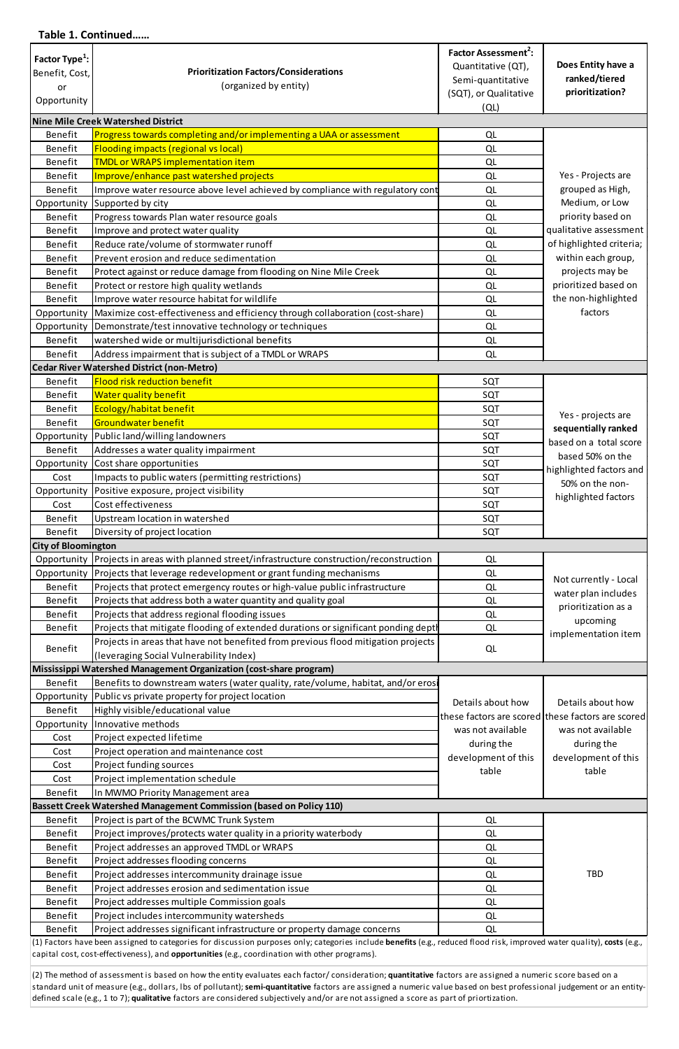**Table 1. Continued……**

| Factor Type[1]: Benefit, Cost, or Opportunity | Prioritization Factors/Considerations (organized by entity) | Factor Assessment[2]: Quantitative (QT), Semi-quantitative (SQT), or Qualitative (QL) | Does Entity have a ranked/tiered prioritization? |
|---|---|---|---|
| **Nine Mile Creek Watershed District** | | | |
| Benefit | Progress towards completing and/or implementing a UAA or assessment | QL | Yes - Projects are grouped as High, Medium, or Low priority based on qualitative assessment of highlighted criteria; within each group, projects may be prioritized based on the non-highlighted factors |
| Benefit | Flooding impacts (regional vs local) | QL | |
| Benefit | TMDL or WRAPS implementation item | QL | |
| Benefit | Improve/enhance past watershed projects | QL | |
| Benefit | Improve water resource above level achieved by compliance with regulatory cont | QL | |
| Opportunity | Supported by city | QL | |
| Benefit | Progress towards Plan water resource goals | QL | |
| Benefit | Improve and protect water quality | QL | |
| Benefit | Reduce rate/volume of stormwater runoff | QL | |
| Benefit | Prevent erosion and reduce sedimentation | QL | |
| Benefit | Protect against or reduce damage from flooding on Nine Mile Creek | QL | |
| Benefit | Protect or restore high quality wetlands | QL | |
| Benefit | Improve water resource habitat for wildlife | QL | |
| Opportunity | Maximize cost-effectiveness and efficiency through collaboration (cost-share) | QL | |
| Opportunity | Demonstrate/test innovative technology or techniques | QL | |
| Benefit | watershed wide or multijurisdictional benefits | QL | |
| Benefit | Address impairment that is subject of a TMDL or WRAPS | QL | |
| **Cedar River Watershed District (non-Metro)** | | | |
| Benefit | Flood risk reduction benefit | SQT | Yes - projects are **sequentially ranked** based on a total score based 50% on the highlighted factors and 50% on the non-highlighted factors |
| Benefit | Water quality benefit | SQT | |
| Benefit | Ecology/habitat benefit | SQT | |
| Benefit | Groundwater benefit | SQT | |
| Opportunity | Public land/willing landowners | SQT | |
| Benefit | Addresses a water quality impairment | SQT | |
| Opportunity | Cost share opportunities | SQT | |
| Cost | Impacts to public waters (permitting restrictions) | SQT | |
| Opportunity | Positive exposure, project visibility | SQT | |
| Cost | Cost effectiveness | SQT | |
| Benefit | Upstream location in watershed | SQT | |
| Benefit | Diversity of project location | SQT | |
| **City of Bloomington** | | | |
| Opportunity | Projects in areas with planned street/infrastructure construction/reconstruction | QL | Not currently - Local water plan includes prioritization as a upcoming implementation item |
| Opportunity | Projects that leverage redevelopment or grant funding mechanisms | QL | |
| Benefit | Projects that protect emergency routes or high-value public infrastructure | QL | |
| Benefit | Projects that address both a water quantity and quality goal | QL | |
| Benefit | Projects that address regional flooding issues | QL | |
| Benefit | Projects that mitigate flooding of extended durations or significant ponding dept | QL | |
| Benefit | Projects in areas that have not benefited from previous flood mitigation projects (leveraging Social Vulnerability Index) | QL | |
| **Mississippi Watershed Management Organization (cost-share program)** | | | |
| Benefit | Benefits to downstream waters (water quality, rate/volume, habitat, and/or erosi | Details about how these factors are scored was not available during the development of this table | Details about how these factors are scored was not available during the development of this table |
| Opportunity | Public vs private property for project location | | |
| Benefit | Highly visible/educational value | | |
| Opportunity | Innovative methods | | |
| Cost | Project expected lifetime | | |
| Cost | Project operation and maintenance cost | | |
| Cost | Project funding sources | | |
| Cost | Project implementation schedule | | |
| Benefit | In MWMO Priority Management area | | |
| **Bassett Creek Watershed Management Commission (based on Policy 110)** | | | |
| Benefit | Project is part of the BCWMC Trunk System | QL | TBD |
| Benefit | Project improves/protects water quality in a priority waterbody | QL | |
| Benefit | Project addresses an approved TMDL or WRAPS | QL | |
| Benefit | Project addresses flooding concerns | QL | |
| Benefit | Project addresses intercommunity drainage issue | QL | |
| Benefit | Project addresses erosion and sedimentation issue | QL | |
| Benefit | Project addresses multiple Commission goals | QL | |
| Benefit | Project includes intercommunity watersheds | QL | |
| Benefit | Project addresses significant infrastructure or property damage concerns | QL | |

(1) Factors have been assigned to categories for discussion purposes only; categories include **benefits** (e.g., reduced flood risk, improved water quality), **costs** (e.g., capital cost, cost-effectiveness), and **opportunities** (e.g., coordination with other programs).

(2) The method of assessment is based on how the entity evaluates each factor/ consideration; **quantitative** factors are assigned a numeric score based on a standard unit of measure (e.g., dollars, lbs of pollutant); **semi-quantitative** factors are assigned a numeric value based on best professional judgement or an entity-defined scale (e.g., 1 to 7); **qualitative** factors are considered subjectively and/or are not assigned a score as part of priortization.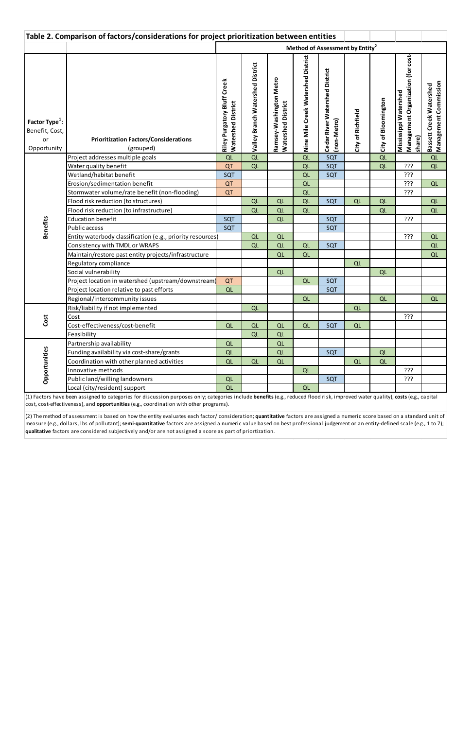## Table 2. Comparison of factors/considerations for project prioritization between entities

| Factor Type[1]: Benefit, Cost, or Opportunity | Prioritization Factors/Considerations (grouped) | Method of Assessment by Entity[2] | | | | | | | | |
|---|---|---|---|---|---|---|---|---|---|---|
| | | Riley Purgatory Bluff Creek Watershed District | Valley Branch Watershed District | Ramsey-Washington Metro Watershed District | Nine Mile Creek Watershed District | Cedar River Watershed District (non-Metro) | City of Richfield | City of Bloomington | Mississippi Watershed Management Organization (for cost-share) | Bassett Creek Watershed Management Commission |
| Benefits | Project addresses multiple goals | QL | QL | | QL | SQT | | QL | | QL |
| | Water quality benefit | QT | QL | | QL | SQT | | QL | ??? | QL |
| | Wetland/habitat benefit | SQT | | | QL | SQT | | | ??? | |
| | Erosion/sedimentation benefit | QT | | | QL | | | | ??? | QL |
| | Stormwater volume/rate benefit (non-flooding) | QT | | | QL | | | | ??? | |
| | Flood risk reduction (to structures) | | QL | QL | QL | SQT | QL | QL | | QL |
| | Flood risk reduction (to infrastructure) | | QL | QL | QL | | | QL | | QL |
| | Education benefit | SQT | | QL | | SQT | | | ??? | |
| | Public access | SQT | | | | SQT | | | | |
| | Entity waterbody classification (e.g., priority resources) | | QL | QL | | | | | ??? | QL |
| | Consistency with TMDL or WRAPS | | QL | QL | QL | SQT | | | | QL |
| | Maintain/restore past entity projects/infrastructure | | | QL | QL | | | | | QL |
| | Regulatory compliance | | | | | | QL | | | |
| | Social vulnerability | | | QL | | | | QL | | |
| | Project location in watershed (upstream/downstream) | QT | | | QL | SQT | | | | |
| | Project location relative to past efforts | QL | | | | SQT | | | | |
| | Regional/intercommunity issues | | | | QL | | | QL | | QL |
| Cost | Risk/liability if not implemented | | QL | | | | QL | | | |
| | Cost | | | | | | | | ??? | |
| | Cost-effectiveness/cost-benefit | QL | QL | QL | QL | SQT | QL | | | |
| | Feasibility | | QL | QL | | | | | | |
| Opportunities | Partnership availability | QL | | QL | | | | | | |
| | Funding availability via cost-share/grants | QL | | QL | | SQT | | QL | | |
| | Coordination with other planned activities | QL | QL | QL | | | QL | QL | | |
| | Innovative methods | | | | QL | | | | ??? | |
| | Public land/willing landowners | QL | | | | SQT | | | ??? | |
| | Local (city/resident) support | QL | | | QL | | | | | |

(1) Factors have been assigned to categories for discussion purposes only; categories include **benefits** (e.g., reduced flood risk, improved water quality), **costs** (e.g., capital cost, cost-effectiveness), and **opportunities** (e.g., coordination with other programs).

(2) The method of assessment is based on how the entity evaluates each factor/ consideration; **quantitative** factors are assigned a numeric score based on a standard unit of measure (e.g., dollars, lbs of pollutant); **semi-quantitative** factors are assigned a numeric value based on best professional judgement or an entity-defined scale (e.g., 1 to 7); **qualitative** factors are considered subjectively and/or are not assigned a score as part of priortization.